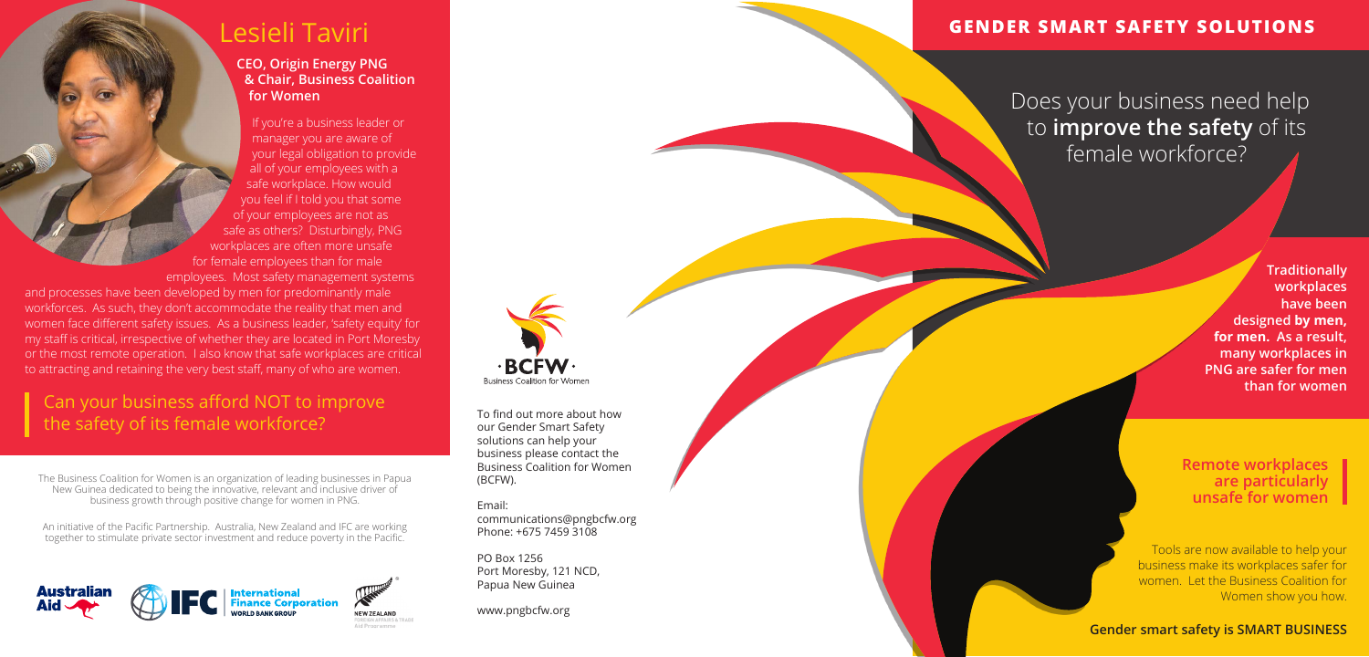# Lesieli Taviri

**CEO, Origin Energy PNG & Chair, Business Coalition for Women**

If you're a business leader or manager you are aware of your legal obligation to provide all of your employees with a safe workplace. How would you feel if I told you that some of your employees are not as safe as others? Disturbingly, PNG workplaces are often more unsafe for female employees than for male employees. Most safety management systems and processes have been developed by men for predominantly male workforces. As such, they don't accommodate the reality that men and women face different safety issues. As a business leader, 'safety equity' for my staff is critical, irrespective of whether they are located in Port Moresby or the most remote operation. I also know that safe workplaces are critical to attracting and retaining the very best staff, many of who are women.

## Can your business afford NOT to improve the safety of its female workforce?

The Business Coalition for Women is an organization of leading businesses in Papua New Guinea dedicated to being the innovative, relevant and inclusive driver of business growth through positive change for women in PNG.

An initiative of the Pacific Partnership. Australia, New Zealand and IFC are working together to stimulate private sector investment and reduce poverty in the Pacific.

Australian Aid | IFC International Finance Corporation World Bank Group | New Zealand Foreign Affairs & Trade Aid Programme

· BCFW ·
Business Coalition for Women

To find out more about how our Gender Smart Safety solutions can help your business please contact the Business Coalition for Women (BCFW).

Email:
communications@pngbcfw.org
Phone: +675 7459 3108

PO Box 1256
Port Moresby, 121 NCD,
Papua New Guinea

www.pngbcfw.org

# GENDER SMART SAFETY SOLUTIONS

## Does your business need help to **improve the safety** of its female workforce?

**Traditionally workplaces have been designed by men, for men. As a result, many workplaces in PNG are safer for men than for women**

**Remote workplaces are particularly unsafe for women**

Tools are now available to help your business make its workplaces safer for women. Let the Business Coalition for Women show you how.

**Gender smart safety is SMART BUSINESS**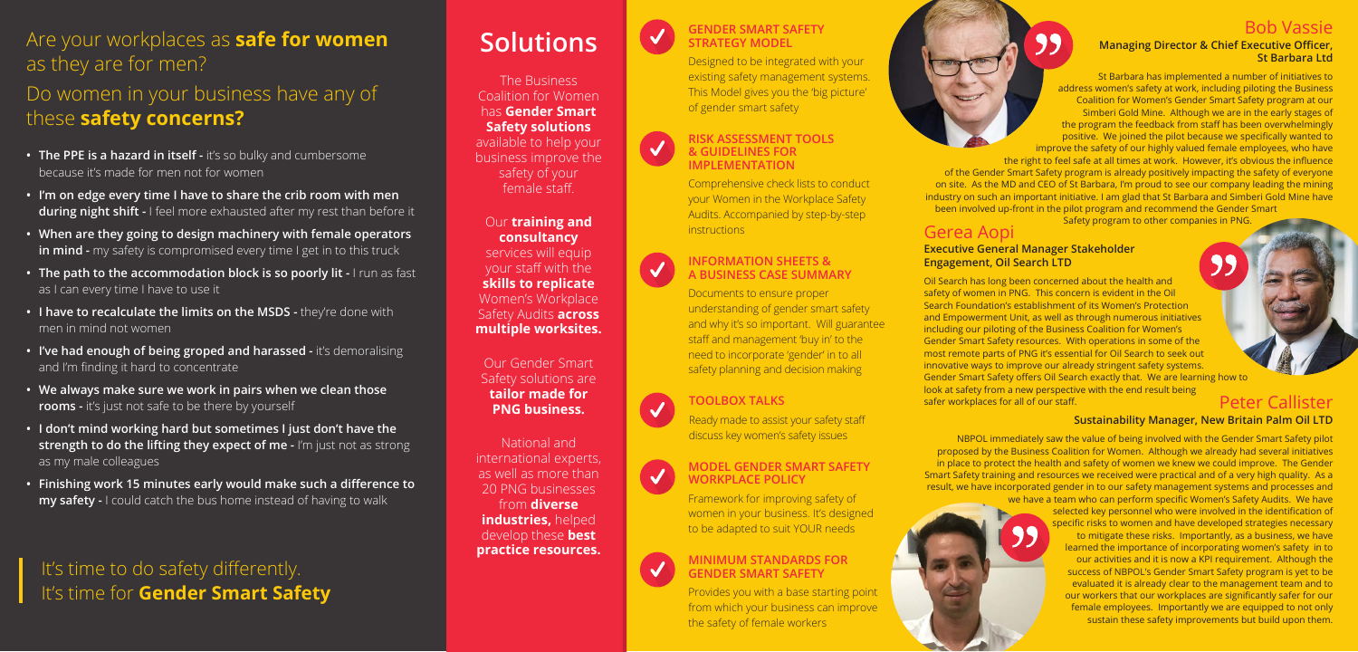## Are your workplaces as **safe for women** as they are for men?

## Do women in your business have any of these **safety concerns?**

- **The PPE is a hazard in itself -** it's so bulky and cumbersome because it's made for men not for women
- **I'm on edge every time I have to share the crib room with men during night shift -** I feel more exhausted after my rest than before it
- **When are they going to design machinery with female operators in mind -** my safety is compromised every time I get in to this truck
- **The path to the accommodation block is so poorly lit -** I run as fast as I can every time I have to use it
- **I have to recalculate the limits on the MSDS -** they're done with men in mind not women
- **I've had enough of being groped and harassed -** it's demoralising and I'm finding it hard to concentrate
- **We always make sure we work in pairs when we clean those rooms -** it's just not safe to be there by yourself
- **I don't mind working hard but sometimes I just don't have the strength to do the lifting they expect of me -** I'm just not as strong as my male colleagues
- **Finishing work 15 minutes early would make such a difference to my safety -** I could catch the bus home instead of having to walk

It's time to do safety differently.
It's time for **Gender Smart Safety**

# Solutions

The Business Coalition for Women has **Gender Smart Safety solutions** available to help your business improve the safety of your female staff.

Our **training and consultancy** services will equip your staff with the **skills to replicate** Women's Workplace Safety Audits **across multiple worksites.**

Our Gender Smart Safety solutions are **tailor made for PNG business.**

National and international experts, as well as more than 20 PNG businesses from **diverse industries,** helped develop these **best practice resources.**

### GENDER SMART SAFETY STRATEGY MODEL

Designed to be integrated with your existing safety management systems. This Model gives you the 'big picture' of gender smart safety

### RISK ASSESSMENT TOOLS & GUIDELINES FOR IMPLEMENTATION

Comprehensive check lists to conduct your Women in the Workplace Safety Audits. Accompanied by step-by-step instructions

### INFORMATION SHEETS & A BUSINESS CASE SUMMARY

Documents to ensure proper understanding of gender smart safety and why it's so important. Will guarantee staff and management 'buy in' to the need to incorporate 'gender' in to all safety planning and decision making

### TOOLBOX TALKS

Ready made to assist your safety staff discuss key women's safety issues

### MODEL GENDER SMART SAFETY WORKPLACE POLICY

Framework for improving safety of women in your business. It's designed to be adapted to suit YOUR needs

### MINIMUM STANDARDS FOR GENDER SMART SAFETY

Provides you with a base starting point from which your business can improve the safety of female workers

## Bob Vassie

**Managing Director & Chief Executive Officer, St Barbara Ltd**

St Barbara has implemented a number of initiatives to address women's safety at work, including piloting the Business Coalition for Women's Gender Smart Safety program at our Simberi Gold Mine. Although we are in the early stages of the program the feedback from staff has been overwhelmingly positive. We joined the pilot because we specifically wanted to improve the safety of our highly valued female employees, who have the right to feel safe at all times at work. However, it's obvious the influence of the Gender Smart Safety program is already positively impacting the safety of everyone on site. As the MD and CEO of St Barbara, I'm proud to see our company leading the mining industry on such an important initiative. I am glad that St Barbara and Simberi Gold Mine have been involved up-front in the pilot program and recommend the Gender Smart Safety program to other companies in PNG.

## Gerea Aopi

**Executive General Manager Stakeholder Engagement, Oil Search LTD**

Oil Search has long been concerned about the health and safety of women in PNG. This concern is evident in the Oil Search Foundation's establishment of its Women's Protection and Empowerment Unit, as well as through numerous initiatives including our piloting of the Business Coalition for Women's Gender Smart Safety resources. With operations in some of the most remote parts of PNG it's essential for Oil Search to seek out innovative ways to improve our already stringent safety systems. Gender Smart Safety offers Oil Search exactly that. We are learning how to look at safety from a new perspective with the end result being safer workplaces for all of our staff.

## Peter Callister

**Sustainability Manager, New Britain Palm Oil LTD**

NBPOL immediately saw the value of being involved with the Gender Smart Safety pilot proposed by the Business Coalition for Women. Although we already had several initiatives in place to protect the health and safety of women we knew we could improve. The Gender Smart Safety training and resources we received were practical and of a very high quality. As a result, we have incorporated gender in to our safety management systems and processes and we have a team who can perform specific Women's Safety Audits. We have selected key personnel who were involved in the identification of specific risks to women and have developed strategies necessary to mitigate these risks. Importantly, as a business, we have learned the importance of incorporating women's safety in to our activities and it is now a KPI requirement. Although the success of NBPOL's Gender Smart Safety program is yet to be evaluated it is already clear to the management team and to our workers that our workplaces are significantly safer for our female employees. Importantly we are equipped to not only sustain these safety improvements but build upon them.